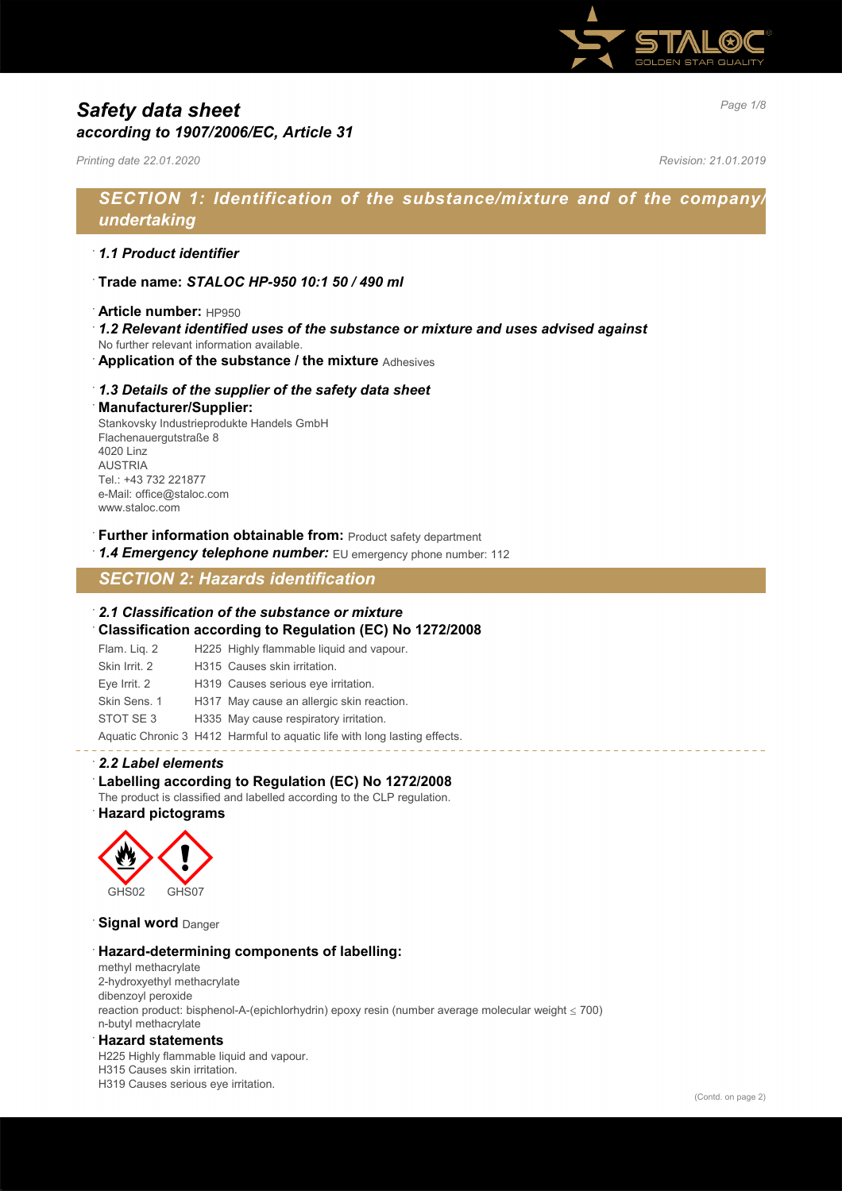# *Safety data sheet*
## *according to 1907/2006/EC, Article 31*

*Printing date 22.01.2020* *Revision: 21.01.2019*

## *SECTION 1: Identification of the substance/mixture and of the company/undertaking*

· ***1.1 Product identifier***

· **Trade name:** ***STALOC HP-950 10:1 50 / 490 ml***

· **Article number:** HP950

· ***1.2 Relevant identified uses of the substance or mixture and uses advised against***
No further relevant information available.

· **Application of the substance / the mixture** Adhesives

· ***1.3 Details of the supplier of the safety data sheet***

· **Manufacturer/Supplier:**
Stankovsky Industrieprodukte Handels GmbH
Flachenauergutstraße 8
4020 Linz
AUSTRIA
Tel.: +43 732 221877
e-Mail: office@staloc.com
www.staloc.com

· **Further information obtainable from:** Product safety department

· ***1.4 Emergency telephone number:*** EU emergency phone number: 112

## *SECTION 2: Hazards identification*

· ***2.1 Classification of the substance or mixture***

· **Classification according to Regulation (EC) No 1272/2008**

| | |
|---|---|
| Flam. Liq. 2 | H225 Highly flammable liquid and vapour. |
| Skin Irrit. 2 | H315 Causes skin irritation. |
| Eye Irrit. 2 | H319 Causes serious eye irritation. |
| Skin Sens. 1 | H317 May cause an allergic skin reaction. |
| STOT SE 3 | H335 May cause respiratory irritation. |
| Aquatic Chronic 3 | H412 Harmful to aquatic life with long lasting effects. |

· ***2.2 Label elements***

· **Labelling according to Regulation (EC) No 1272/2008**
The product is classified and labelled according to the CLP regulation.

· **Hazard pictograms**

GHS02 GHS07

· **Signal word** Danger

· **Hazard-determining components of labelling:**
methyl methacrylate
2-hydroxyethyl methacrylate
dibenzoyl peroxide
reaction product: bisphenol-A-(epichlorhydrin) epoxy resin (number average molecular weight ≤ 700)
n-butyl methacrylate

· **Hazard statements**
H225 Highly flammable liquid and vapour.
H315 Causes skin irritation.
H319 Causes serious eye irritation.

(Contd. on page 2)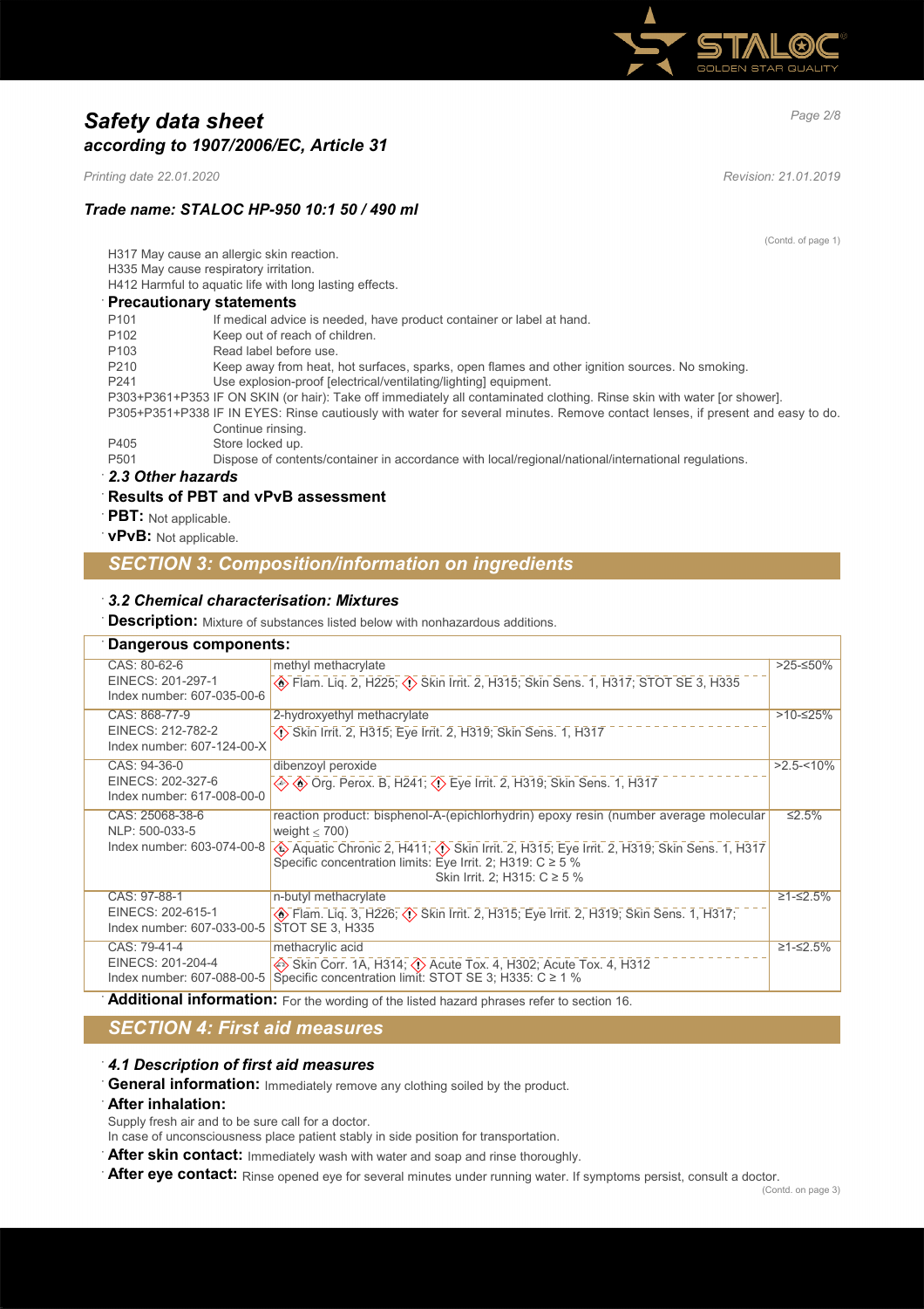# Safety data sheet
## according to 1907/2006/EC, Article 31

*Printing date 22.01.2020* *Revision: 21.01.2019*

### Trade name: STALOC HP-950 10:1 50 / 490 ml

(Contd. of page 1)

H317 May cause an allergic skin reaction.
H335 May cause respiratory irritation.
H412 Harmful to aquatic life with long lasting effects.

**Precautionary statements**

P101 If medical advice is needed, have product container or label at hand.
P102 Keep out of reach of children.
P103 Read label before use.
P210 Keep away from heat, hot surfaces, sparks, open flames and other ignition sources. No smoking.
P241 Use explosion-proof [electrical/ventilating/lighting] equipment.
P303+P361+P353 IF ON SKIN (or hair): Take off immediately all contaminated clothing. Rinse skin with water [or shower].
P305+P351+P338 IF IN EYES: Rinse cautiously with water for several minutes. Remove contact lenses, if present and easy to do. Continue rinsing.
P405 Store locked up.
P501 Dispose of contents/container in accordance with local/regional/national/international regulations.

***2.3 Other hazards***

**Results of PBT and vPvB assessment**

**PBT:** Not applicable.

**vPvB:** Not applicable.

## SECTION 3: Composition/information on ingredients

***3.2 Chemical characterisation: Mixtures***

**Description:** Mixture of substances listed below with nonhazardous additions.

**Dangerous components:**

| | | |
|---|---|---|
| CAS: 80-62-6<br>EINECS: 201-297-1<br>Index number: 607-035-00-6 | methyl methacrylate<br>Flam. Liq. 2, H225; Skin Irrit. 2, H315; Skin Sens. 1, H317; STOT SE 3, H335 | >25-≤50% |
| CAS: 868-77-9<br>EINECS: 212-782-2<br>Index number: 607-124-00-X | 2-hydroxyethyl methacrylate<br>Skin Irrit. 2, H315; Eye Irrit. 2, H319; Skin Sens. 1, H317 | >10-≤25% |
| CAS: 94-36-0<br>EINECS: 202-327-6<br>Index number: 617-008-00-0 | dibenzoyl peroxide<br>Org. Perox. B, H241; Eye Irrit. 2, H319; Skin Sens. 1, H317 | >2.5-<10% |
| CAS: 25068-38-6<br>NLP: 500-033-5<br>Index number: 603-074-00-8 | reaction product: bisphenol-A-(epichlorhydrin) epoxy resin (number average molecular weight ≤ 700)<br>Aquatic Chronic 2, H411; Skin Irrit. 2, H315; Eye Irrit. 2, H319; Skin Sens. 1, H317<br>Specific concentration limits: Eye Irrit. 2; H319: C ≥ 5 %<br>Skin Irrit. 2; H315: C ≥ 5 % | ≤2.5% |
| CAS: 97-88-1<br>EINECS: 202-615-1<br>Index number: 607-033-00-5 | n-butyl methacrylate<br>Flam. Liq. 3, H226; Skin Irrit. 2, H315; Eye Irrit. 2, H319; Skin Sens. 1, H317; STOT SE 3, H335 | ≥1-≤2.5% |
| CAS: 79-41-4<br>EINECS: 201-204-4<br>Index number: 607-088-00-5 | methacrylic acid<br>Skin Corr. 1A, H314; Acute Tox. 4, H302; Acute Tox. 4, H312<br>Specific concentration limit: STOT SE 3; H335: C ≥ 1 % | ≥1-≤2.5% |

**Additional information:** For the wording of the listed hazard phrases refer to section 16.

## SECTION 4: First aid measures

***4.1 Description of first aid measures***

**General information:** Immediately remove any clothing soiled by the product.

**After inhalation:**
Supply fresh air and to be sure call for a doctor.
In case of unconsciousness place patient stably in side position for transportation.

**After skin contact:** Immediately wash with water and soap and rinse thoroughly.

**After eye contact:** Rinse opened eye for several minutes under running water. If symptoms persist, consult a doctor.

(Contd. on page 3)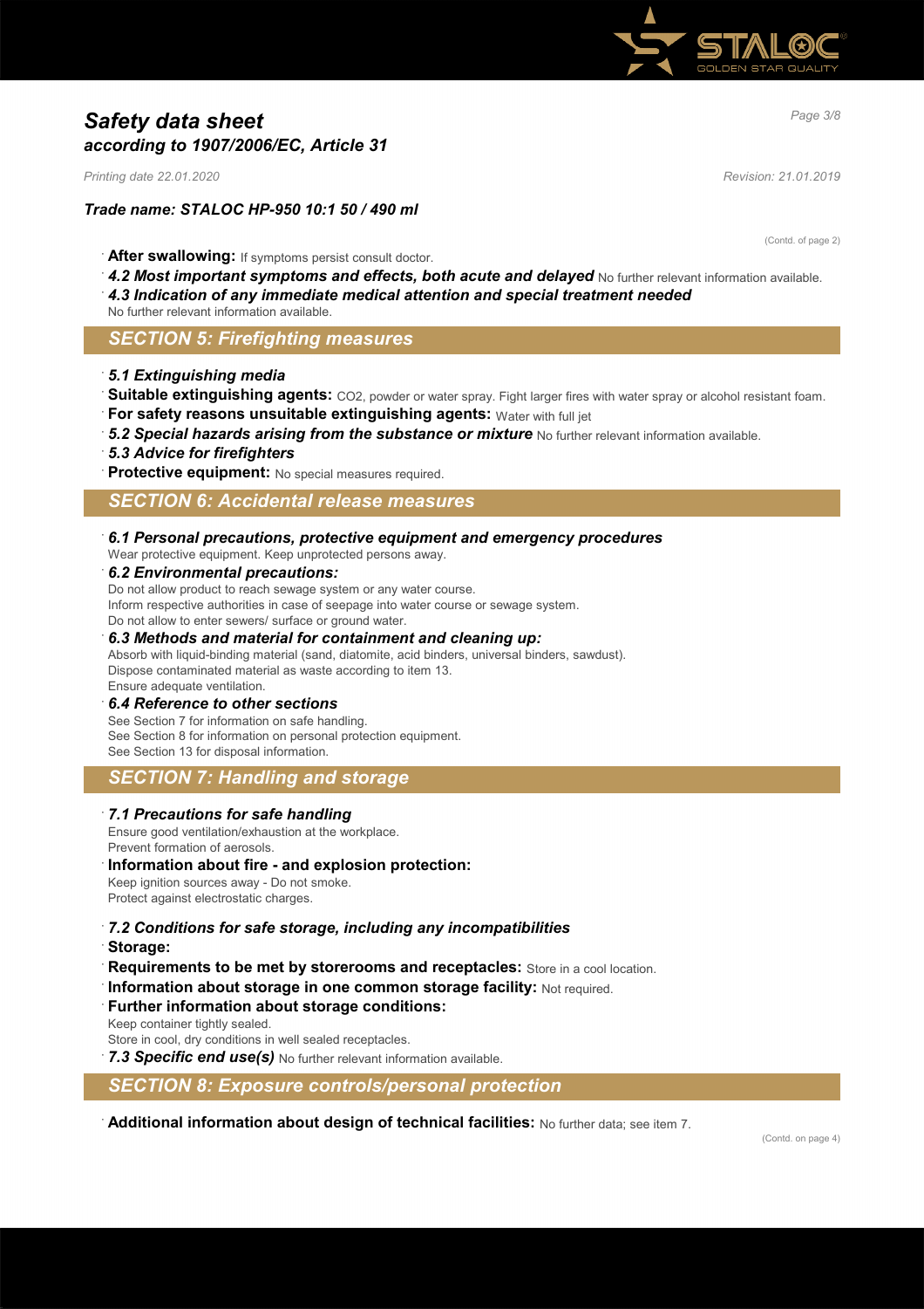(Contd. of page 2)

- **After swallowing:** If symptoms persist consult doctor.
- ***4.2 Most important symptoms and effects, both acute and delayed*** No further relevant information available.
- ***4.3 Indication of any immediate medical attention and special treatment needed***
  No further relevant information available.

## SECTION 5: Firefighting measures

- ***5.1 Extinguishing media***
- **Suitable extinguishing agents:** $CO_2$, powder or water spray. Fight larger fires with water spray or alcohol resistant foam.
- **For safety reasons unsuitable extinguishing agents:** Water with full jet
- ***5.2 Special hazards arising from the substance or mixture*** No further relevant information available.
- ***5.3 Advice for firefighters***
- **Protective equipment:** No special measures required.

## SECTION 6: Accidental release measures

- ***6.1 Personal precautions, protective equipment and emergency procedures***
  Wear protective equipment. Keep unprotected persons away.
- ***6.2 Environmental precautions:***
  Do not allow product to reach sewage system or any water course.
  Inform respective authorities in case of seepage into water course or sewage system.
  Do not allow to enter sewers/ surface or ground water.
- ***6.3 Methods and material for containment and cleaning up:***
  Absorb with liquid-binding material (sand, diatomite, acid binders, universal binders, sawdust).
  Dispose contaminated material as waste according to item 13.
  Ensure adequate ventilation.
- ***6.4 Reference to other sections***
  See Section 7 for information on safe handling.
  See Section 8 for information on personal protection equipment.
  See Section 13 for disposal information.

## SECTION 7: Handling and storage

- ***7.1 Precautions for safe handling***
  Ensure good ventilation/exhaustion at the workplace.
  Prevent formation of aerosols.
- **Information about fire - and explosion protection:**
  Keep ignition sources away - Do not smoke.
  Protect against electrostatic charges.
- ***7.2 Conditions for safe storage, including any incompatibilities***
- **Storage:**
- **Requirements to be met by storerooms and receptacles:** Store in a cool location.
- **Information about storage in one common storage facility:** Not required.
- **Further information about storage conditions:**
  Keep container tightly sealed.
  Store in cool, dry conditions in well sealed receptacles.
- ***7.3 Specific end use(s)*** No further relevant information available.

## SECTION 8: Exposure controls/personal protection

- **Additional information about design of technical facilities:** No further data; see item 7.

(Contd. on page 4)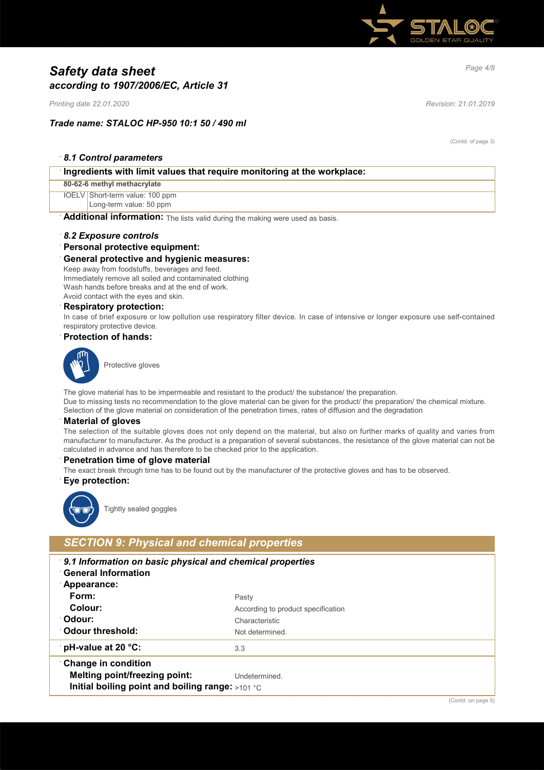# Safety data sheet
## according to 1907/2006/EC, Article 31

*Printing date 22.01.2020* *Revision: 21.01.2019*

### Trade name: STALOC HP-950 10:1 50 / 490 ml

(Contd. of page 3)

### 8.1 Control parameters

| Ingredients with limit values that require monitoring at the workplace: | |
|---|---|
| **80-62-6 methyl methacrylate** | |
| IOELV | Short-term value: 100 ppm<br>Long-term value: 50 ppm |

**Additional information:** The lists valid during the making were used as basis.

### 8.2 Exposure controls

**Personal protective equipment:**

**General protective and hygienic measures:**
Keep away from foodstuffs, beverages and feed.
Immediately remove all soiled and contaminated clothing
Wash hands before breaks and at the end of work.
Avoid contact with the eyes and skin.

**Respiratory protection:**
In case of brief exposure or low pollution use respiratory filter device. In case of intensive or longer exposure use self-contained respiratory protective device.

**Protection of hands:**

Protective gloves

The glove material has to be impermeable and resistant to the product/ the substance/ the preparation.
Due to missing tests no recommendation to the glove material can be given for the product/ the preparation/ the chemical mixture.
Selection of the glove material on consideration of the penetration times, rates of diffusion and the degradation

**Material of gloves**
The selection of the suitable gloves does not only depend on the material, but also on further marks of quality and varies from manufacturer to manufacturer. As the product is a preparation of several substances, the resistance of the glove material can not be calculated in advance and has therefore to be checked prior to the application.

**Penetration time of glove material**
The exact break through time has to be found out by the manufacturer of the protective gloves and has to be observed.

**Eye protection:**

Tightly sealed goggles

## SECTION 9: Physical and chemical properties

### 9.1 Information on basic physical and chemical properties

| | |
|---|---|
| **General Information** | |
| **Appearance:** | |
| **Form:** | Pasty |
| **Colour:** | According to product specification |
| **Odour:** | Characteristic |
| **Odour threshold:** | Not determined. |
| **pH-value at 20 °C:** | 3.3 |
| **Change in condition** | |
| **Melting point/freezing point:** | Undetermined. |
| **Initial boiling point and boiling range:** | >101 °C |

(Contd. on page 5)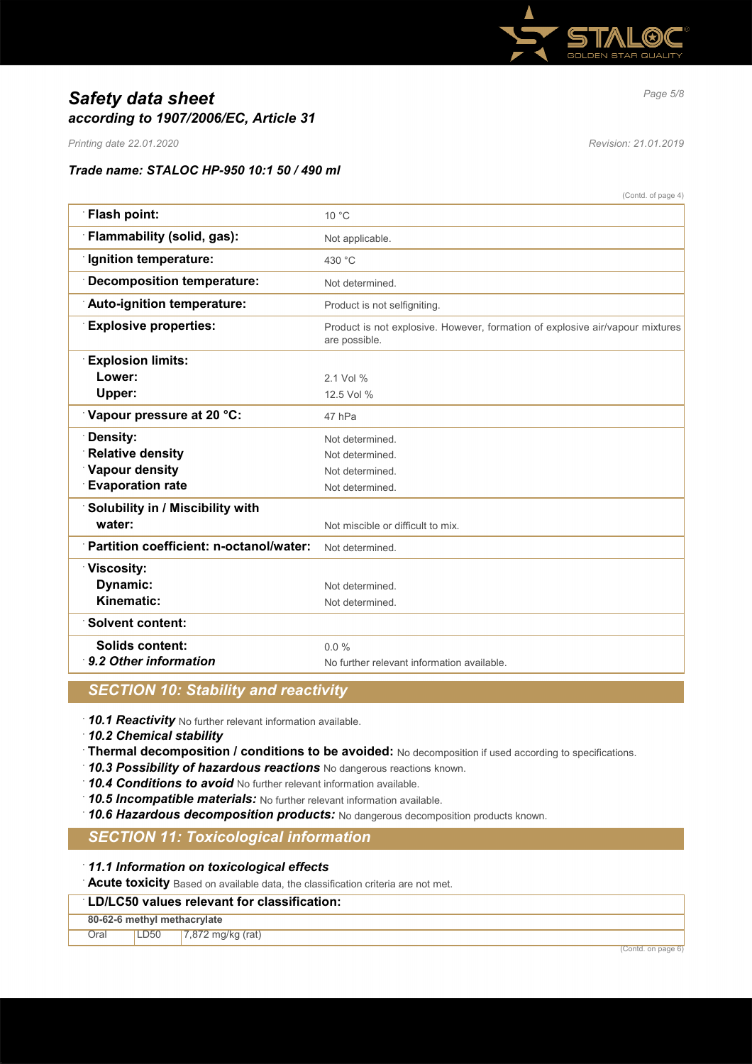(Contd. of page 4)

| | |
|---|---|
| **Flash point:** | 10 °C |
| **Flammability (solid, gas):** | Not applicable. |
| **Ignition temperature:** | 430 °C |
| **Decomposition temperature:** | Not determined. |
| **Auto-ignition temperature:** | Product is not selfigniting. |
| **Explosive properties:** | Product is not explosive. However, formation of explosive air/vapour mixtures are possible. |
| **Explosion limits:** | |
| **Lower:** | 2.1 Vol % |
| **Upper:** | 12.5 Vol % |
| **Vapour pressure at 20 °C:** | 47 hPa |
| **Density:** | Not determined. |
| **Relative density** | Not determined. |
| **Vapour density** | Not determined. |
| **Evaporation rate** | Not determined. |
| **Solubility in / Miscibility with water:** | Not miscible or difficult to mix. |
| **Partition coefficient: n-octanol/water:** | Not determined. |
| **Viscosity:** | |
| **Dynamic:** | Not determined. |
| **Kinematic:** | Not determined. |
| **Solvent content:** | |
| **Solids content:** | 0.0 % |
| ***9.2 Other information*** | No further relevant information available. |

## SECTION 10: Stability and reactivity

- ***10.1 Reactivity*** No further relevant information available.
- ***10.2 Chemical stability***
- **Thermal decomposition / conditions to be avoided:** No decomposition if used according to specifications.
- ***10.3 Possibility of hazardous reactions*** No dangerous reactions known.
- ***10.4 Conditions to avoid*** No further relevant information available.
- ***10.5 Incompatible materials:*** No further relevant information available.
- ***10.6 Hazardous decomposition products:*** No dangerous decomposition products known.

## SECTION 11: Toxicological information

- ***11.1 Information on toxicological effects***
- **Acute toxicity** Based on available data, the classification criteria are not met.

| **LD/LC50 values relevant for classification:** | | |
|---|---|---|
| **80-62-6 methyl methacrylate** | | |
| Oral | LD50 | 7,872 mg/kg (rat) |

(Contd. on page 6)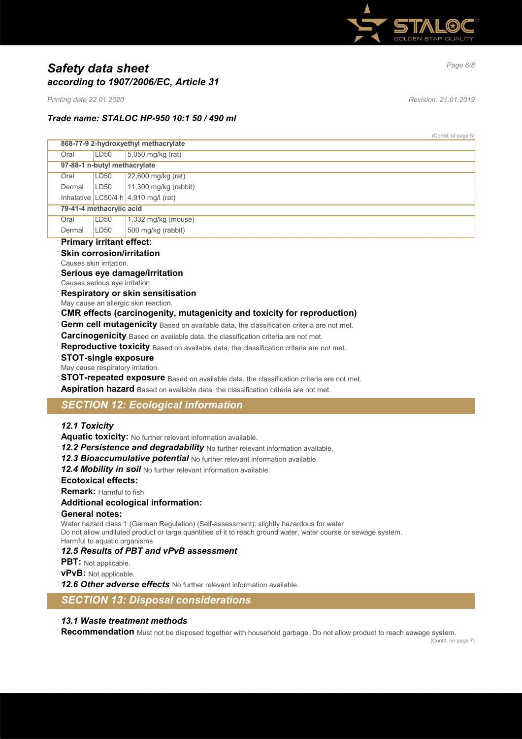(Contd. of page 5)

| | | |
|---|---|---|
| **868-77-9 2-hydroxyethyl methacrylate** | | |
| Oral | LD50 | 5,050 mg/kg (rat) |
| **97-88-1 n-butyl methacrylate** | | |
| Oral | LD50 | 22,600 mg/kg (rat) |
| Dermal | LD50 | 11,300 mg/kg (rabbit) |
| Inhalative | LC50/4 h | 4,910 mg/l (rat) |
| **79-41-4 methacrylic acid** | | |
| Oral | LD50 | 1,332 mg/kg (mouse) |
| Dermal | LD50 | 500 mg/kg (rabbit) |

· **Primary irritant effect:**

· **Skin corrosion/irritation**
Causes skin irritation.

· **Serious eye damage/irritation**
Causes serious eye irritation.

· **Respiratory or skin sensitisation**
May cause an allergic skin reaction.

· **CMR effects (carcinogenity, mutagenicity and toxicity for reproduction)**

· **Germ cell mutagenicity** Based on available data, the classification criteria are not met.

· **Carcinogenicity** Based on available data, the classification criteria are not met.

· **Reproductive toxicity** Based on available data, the classification criteria are not met.

· **STOT-single exposure**
May cause respiratory irritation.

· **STOT-repeated exposure** Based on available data, the classification criteria are not met.

· **Aspiration hazard** Based on available data, the classification criteria are not met.

## *SECTION 12: Ecological information*

· ***12.1 Toxicity***

· **Aquatic toxicity:** No further relevant information available.

· ***12.2 Persistence and degradability*** No further relevant information available.

· ***12.3 Bioaccumulative potential*** No further relevant information available.

· ***12.4 Mobility in soil*** No further relevant information available.

· **Ecotoxical effects:**

· **Remark:** Harmful to fish

· **Additional ecological information:**

· **General notes:**
Water hazard class 1 (German Regulation) (Self-assessment): slightly hazardous for water
Do not allow undiluted product or large quantities of it to reach ground water, water course or sewage system.
Harmful to aquatic organisms

· ***12.5 Results of PBT and vPvB assessment***

· **PBT:** Not applicable.

· **vPvB:** Not applicable.

· ***12.6 Other adverse effects*** No further relevant information available.

## *SECTION 13: Disposal considerations*

· ***13.1 Waste treatment methods***

· **Recommendation** Must not be disposed together with household garbage. Do not allow product to reach sewage system.

(Contd. on page 7)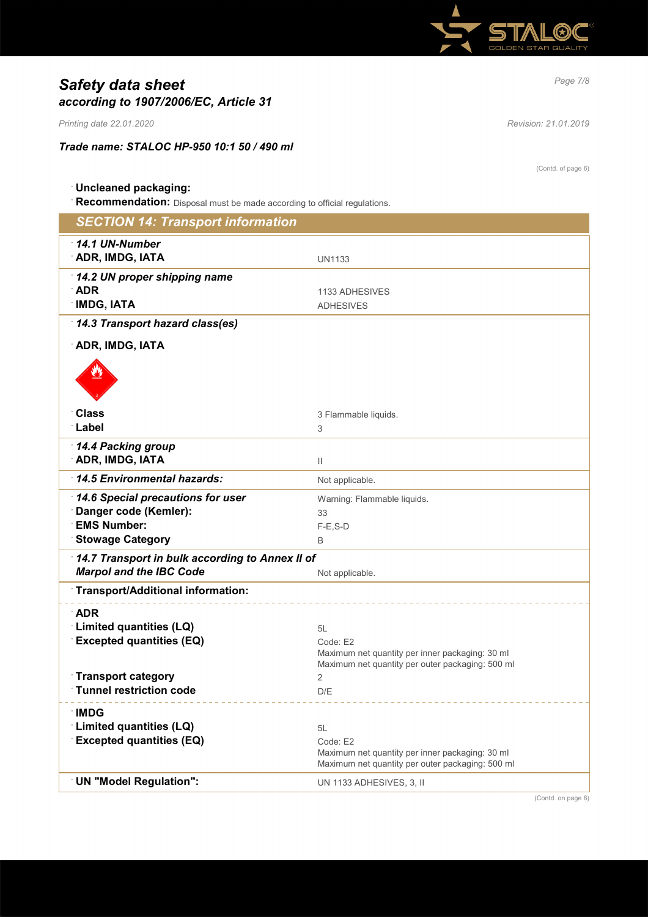# Safety data sheet
## according to 1907/2006/EC, Article 31

*Printing date 22.01.2020* *Revision: 21.01.2019*

***Trade name: STALOC HP-950 10:1 50 / 490 ml***

(Contd. of page 6)

- **Uncleaned packaging:**
- **Recommendation:** Disposal must be made according to official regulations.

## SECTION 14: Transport information

| | |
|---|---|
| ***14.1 UN-Number*** | |
| **ADR, IMDG, IATA** | UN1133 |
| ***14.2 UN proper shipping name*** | |
| **ADR** | 1133 ADHESIVES |
| **IMDG, IATA** | ADHESIVES |
| ***14.3 Transport hazard class(es)*** | |
| **ADR, IMDG, IATA** | |
| **Class** | 3 Flammable liquids. |
| **Label** | 3 |
| ***14.4 Packing group*** | |
| **ADR, IMDG, IATA** | II |
| ***14.5 Environmental hazards:*** | Not applicable. |
| ***14.6 Special precautions for user*** | Warning: Flammable liquids. |
| **Danger code (Kemler):** | 33 |
| **EMS Number:** | F-E,S-D |
| **Stowage Category** | B |
| ***14.7 Transport in bulk according to Annex II of Marpol and the IBC Code*** | Not applicable. |
| **Transport/Additional information:** | |
| **ADR** | |
| **Limited quantities (LQ)** | 5L |
| **Excepted quantities (EQ)** | Code: E2<br>Maximum net quantity per inner packaging: 30 ml<br>Maximum net quantity per outer packaging: 500 ml |
| **Transport category** | 2 |
| **Tunnel restriction code** | D/E |
| **IMDG** | |
| **Limited quantities (LQ)** | 5L |
| **Excepted quantities (EQ)** | Code: E2<br>Maximum net quantity per inner packaging: 30 ml<br>Maximum net quantity per outer packaging: 500 ml |
| **UN "Model Regulation":** | UN 1133 ADHESIVES, 3, II |

(Contd. on page 8)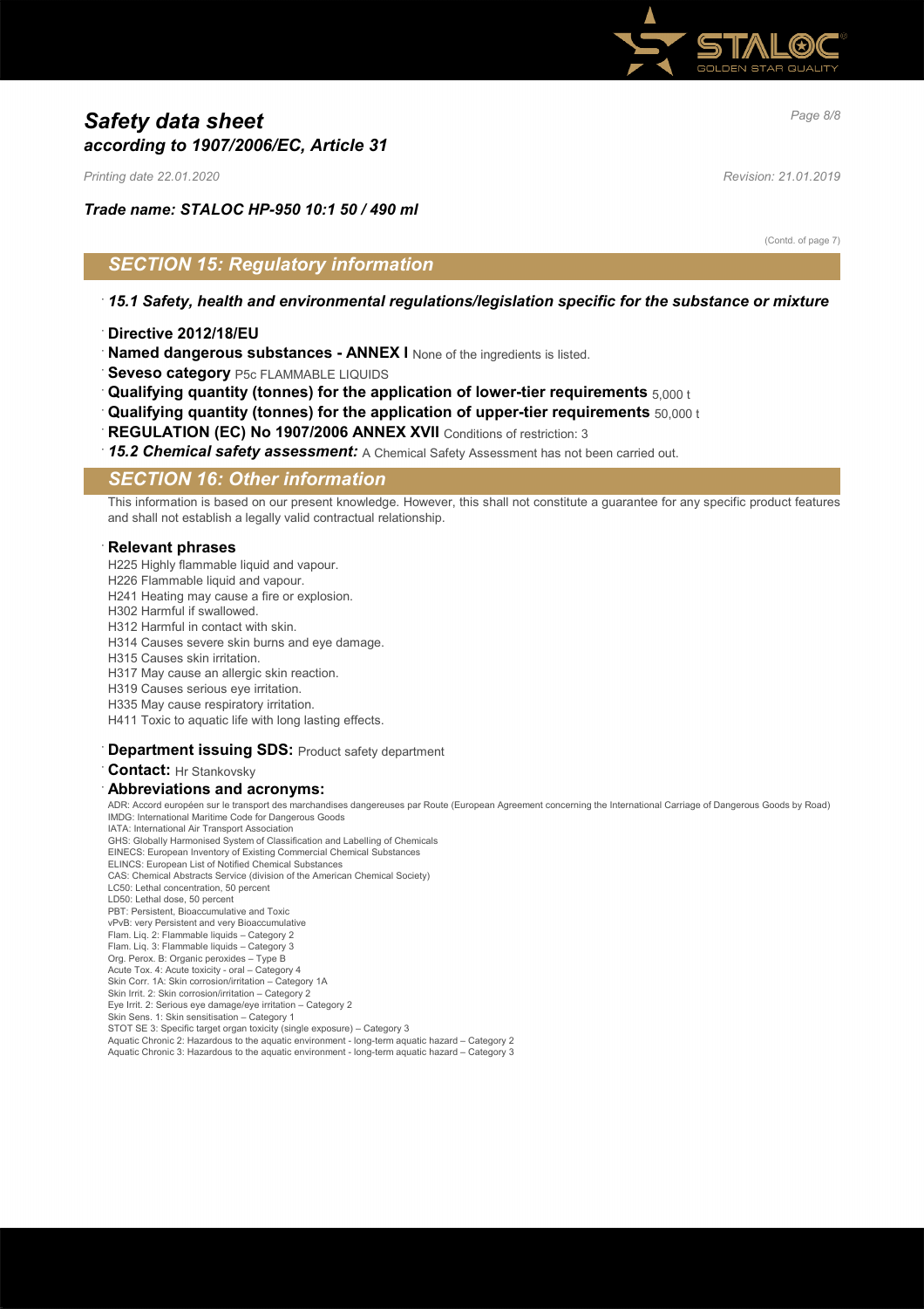## SECTION 15: Regulatory information

### 15.1 Safety, health and environmental regulations/legislation specific for the substance or mixture

- **Directive 2012/18/EU**
- **Named dangerous substances - ANNEX I** None of the ingredients is listed.
- **Seveso category** P5c FLAMMABLE LIQUIDS
- **Qualifying quantity (tonnes) for the application of lower-tier requirements** 5,000 t
- **Qualifying quantity (tonnes) for the application of upper-tier requirements** 50,000 t
- **REGULATION (EC) No 1907/2006 ANNEX XVII** Conditions of restriction: 3
- ***15.2 Chemical safety assessment:*** A Chemical Safety Assessment has not been carried out.

## SECTION 16: Other information

This information is based on our present knowledge. However, this shall not constitute a guarantee for any specific product features and shall not establish a legally valid contractual relationship.

**Relevant phrases**

H225 Highly flammable liquid and vapour.
H226 Flammable liquid and vapour.
H241 Heating may cause a fire or explosion.
H302 Harmful if swallowed.
H312 Harmful in contact with skin.
H314 Causes severe skin burns and eye damage.
H315 Causes skin irritation.
H317 May cause an allergic skin reaction.
H319 Causes serious eye irritation.
H335 May cause respiratory irritation.
H411 Toxic to aquatic life with long lasting effects.

**Department issuing SDS:** Product safety department

**Contact:** Hr Stankovsky

**Abbreviations and acronyms:**

ADR: Accord européen sur le transport des marchandises dangereuses par Route (European Agreement concerning the International Carriage of Dangerous Goods by Road)
IMDG: International Maritime Code for Dangerous Goods
IATA: International Air Transport Association
GHS: Globally Harmonised System of Classification and Labelling of Chemicals
EINECS: European Inventory of Existing Commercial Chemical Substances
ELINCS: European List of Notified Chemical Substances
CAS: Chemical Abstracts Service (division of the American Chemical Society)
LC50: Lethal concentration, 50 percent
LD50: Lethal dose, 50 percent
PBT: Persistent, Bioaccumulative and Toxic
vPvB: very Persistent and very Bioaccumulative
Flam. Liq. 2: Flammable liquids – Category 2
Flam. Liq. 3: Flammable liquids – Category 3
Org. Perox. B: Organic peroxides – Type B
Acute Tox. 4: Acute toxicity - oral – Category 4
Skin Corr. 1A: Skin corrosion/irritation – Category 1A
Skin Irrit. 2: Skin corrosion/irritation – Category 2
Eye Irrit. 2: Serious eye damage/eye irritation – Category 2
Skin Sens. 1: Skin sensitisation – Category 1
STOT SE 3: Specific target organ toxicity (single exposure) – Category 3
Aquatic Chronic 2: Hazardous to the aquatic environment - long-term aquatic hazard – Category 2
Aquatic Chronic 3: Hazardous to the aquatic environment - long-term aquatic hazard – Category 3